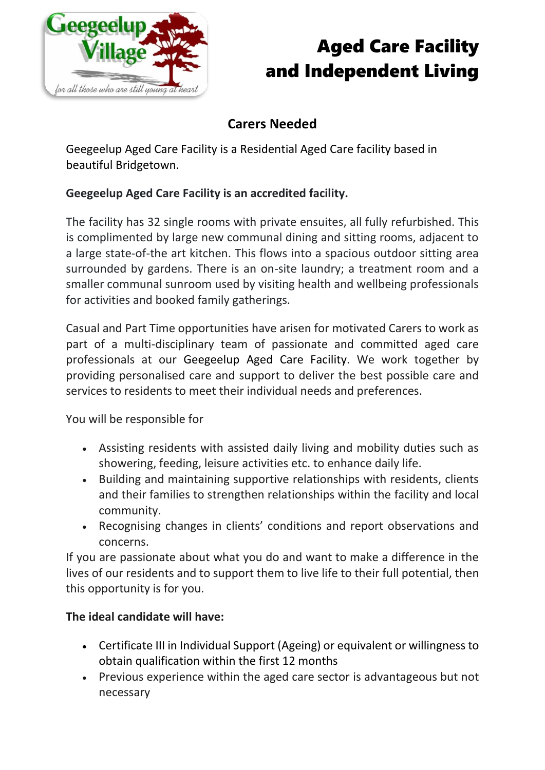# Aged Care Facility and Independent Living

## Carers Needed

Geegeelup Aged Care Facility is a Residential Aged Care facility based in beautiful Bridgetown.

**Geegeelup Aged Care Facility is an accredited facility.**

The facility has 32 single rooms with private ensuites, all fully refurbished. This is complimented by large new communal dining and sitting rooms, adjacent to a large state-of-the art kitchen. This flows into a spacious outdoor sitting area surrounded by gardens. There is an on-site laundry; a treatment room and a smaller communal sunroom used by visiting health and wellbeing professionals for activities and booked family gatherings.

Casual and Part Time opportunities have arisen for motivated Carers to work as part of a multi-disciplinary team of passionate and committed aged care professionals at our Geegeelup Aged Care Facility. We work together by providing personalised care and support to deliver the best possible care and services to residents to meet their individual needs and preferences.

You will be responsible for

- Assisting residents with assisted daily living and mobility duties such as showering, feeding, leisure activities etc. to enhance daily life.
- Building and maintaining supportive relationships with residents, clients and their families to strengthen relationships within the facility and local community.
- Recognising changes in clients' conditions and report observations and concerns.

If you are passionate about what you do and want to make a difference in the lives of our residents and to support them to live life to their full potential, then this opportunity is for you.

**The ideal candidate will have:**

- Certificate III in Individual Support (Ageing) or equivalent or willingness to obtain qualification within the first 12 months
- Previous experience within the aged care sector is advantageous but not necessary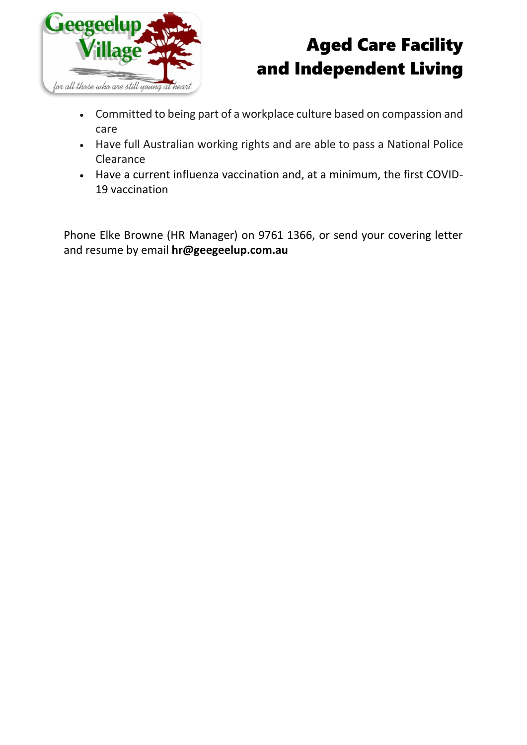# Aged Care Facility and Independent Living

- Committed to being part of a workplace culture based on compassion and care
- Have full Australian working rights and are able to pass a National Police Clearance
- Have a current influenza vaccination and, at a minimum, the first COVID-19 vaccination

Phone Elke Browne (HR Manager) on 9761 1366, or send your covering letter and resume by email **hr@geegeelup.com.au**